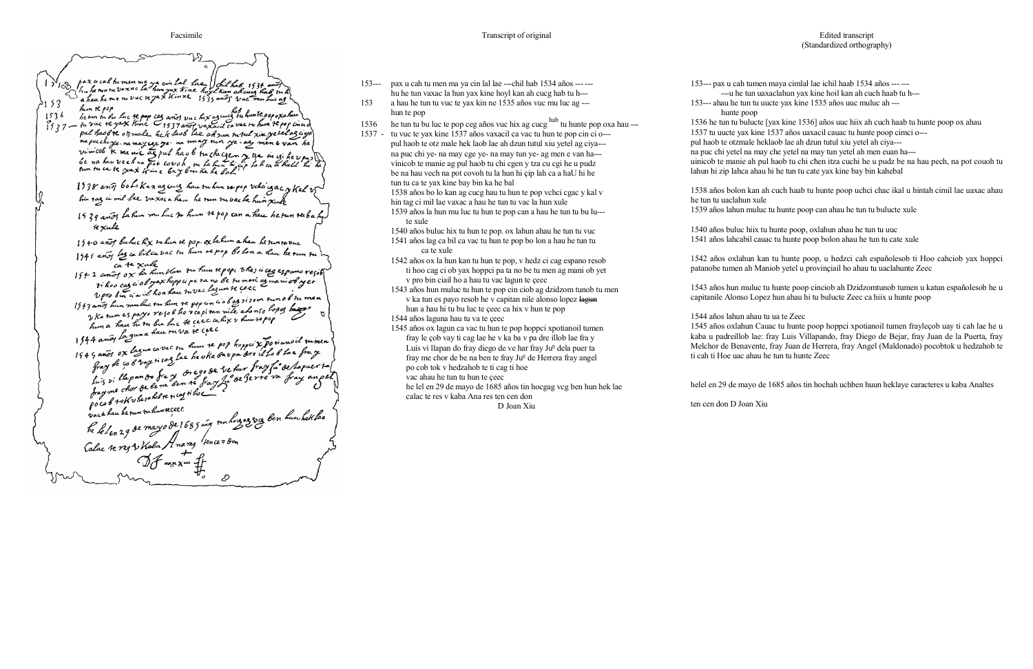| Facsimile | Transcript of original | Edited transcript (Standardized orthography) |
|---|---|---|
| | 153--- pax u cah tu men ma ya cin lal lae ---chil hab 1534 años --- --- hu he tun tu vaxac la hun yax kine hoyl kan ah cucg hab tu h--- | 153--- pax u cah tumen maya cimlal lae ichil haab 1534 años --- --- ---u he tun tu uaxaclahun yax kine hoil kan ah cuch haab tu h--- |
| | 153 a hau he tun tu vuc te yax kin ne 1535 años vuc mu luc ag --- hun te pop | 153--- ahau he tun tu uucte yax kine 1535 años uuc muluc ah --- hunte poop |
| | 1536 he tun tu bu luc te pop ceg años vuc hix ag cucg [hab] tu hunte pop oxa hau --- | 1536 he tun tu bulucte [yax kine 1536] años uuc hiix ah cuch haab tu hunte poop ox ahau |
| | 1537 - tu vuc te yax kine 1537 años vaxacil ca vac tu hun te pop cin ci o--- pul haob te otz male hek laob lae ah dzun tutul xiu yetel ag ciya--- na puc chi ye- na may cge ye- na may tun ye- ag men e van ha--- vinicob te manie ag pul haob tu chi cgen y tza cu cgi he u pudz be na hau vech na pot covoh tu la hun hi çip lah ca a haU hi he tun tu ca te yax kine bay bin ka he bal | 1537 tu uucte yax kine 1537 años uaxacil cauac tu hunte poop cimci o--- pul haob te otzmale heklaob lae ah dzun tutul xiu yetel ah ciya--- na puc chi yetel na may che yetel na may tun yetel ah men euan ha--- uinicob te manie ah pul haob tu chi chen itza cuchi he u pudz be na hau pech, na pot couoh tu lahun hi zip lahca ahau hi he tun tu cate yax kine bay bin kahebal |
| | 1538 años bo lo kan ag cucg hau tu hun te pop vchci cgac y kal v hin tag ci mil lae vaxac a hau he tun tu vac la hun xule | 1538 años bolon kan ah cuch haab tu hunte poop uchci chac ikal u hintah cimil lae uaxac ahau he tun tu uaclahun xule |
| | 1539 años la hun mu luc tu hun te pop can a hau he tun tu bu lu--- te xule | 1539 años lahun muluc tu hunte poop can ahau he tun tu bulucte xule |
| | 1540 años buluc hix tu hun te pop. ox lahun ahau he tun tu vuc | 1540 años buluc hiix tu hunte poop, oxlahun ahau he tun tu uuc |
| | 1541 años lag ca bil ca vac tu hun te pop bo lon a hau he tun tu ca te xule | 1541 años lahcabil cauac tu hunte poop bolon ahau he tun tu cate xule |
| | 1542 años ox la hun kan tu hun te pop, v hedz ci cag espano resob ti hoo cag ci ob yax hoppci pa ta no be tu men ag mani ob yet v pro bin ciail ho a hau tu vac lagun te çeec | 1542 años oxlahun kan tu hunte poop, u hedzci cah españolesob ti Hoo cahciob yax hoppci patanobe tumen ah Maniob yetel u provinçiail ho ahau tu uaclahunte Zeec |
| | 1543 años hun muluc tu hun te pop cin ciob ag dzidzom tunob tu men v ka tun es payo resob he v capitan nile alonso lopez ~~lagun~~ hun a hau hi tu bu luc te çeec ca hix v hun te pop | 1543 años hun muluc tu hunte poop cinciob ah Dzidzomtunob tumen u katun españolesob he u capitanile Alonso Lopez hun ahau hi tu bulucte Zeec ca hiix u hunte poop |
| | 1544 años laguna hau tu va te çeec | 1544 años lahun ahau tu ua te Zeec |
| | 1545 años ox lagun ca vac tu hun te pop hoppci xpotianoil tumen fray le çob vay ti cag lae he v ka ba v pa dre illob lae fra y Luis vi llapan do fray diego de ve har fray Juº dela puer ta fray me chor de be na ben te fray Juº de Herrera fray angel po cob tok v hedzahob te ti cag ti hoe vac ahau he tun tu hun te çeec | 1545 años oxlahun Cauac tu hunte poop hoppci xpotianoil tumen frayleçob uay ti cah lae he u kaba u padreillob lae: fray Luis Villapando, fray Diego de Bejar, fray Juan de la Puerta, fray Melchor de Benavente, fray Juan de Herrera, fray Angel (Maldonado) pocobtok u hedzahob te ti cah ti Hoe uac ahau he tun tu hunte Zeec |
| | he lel en 29 de mayo de 1685 años tin hocgag vcg ben hun hek lae calac te res v kaba Ana res ten cen don | helel en 29 de mayo de 1685 años tin hochah uchben huun heklae caracteres u kaba Analtes |
| | D Joan Xiu | ten cen don D Joan Xiu |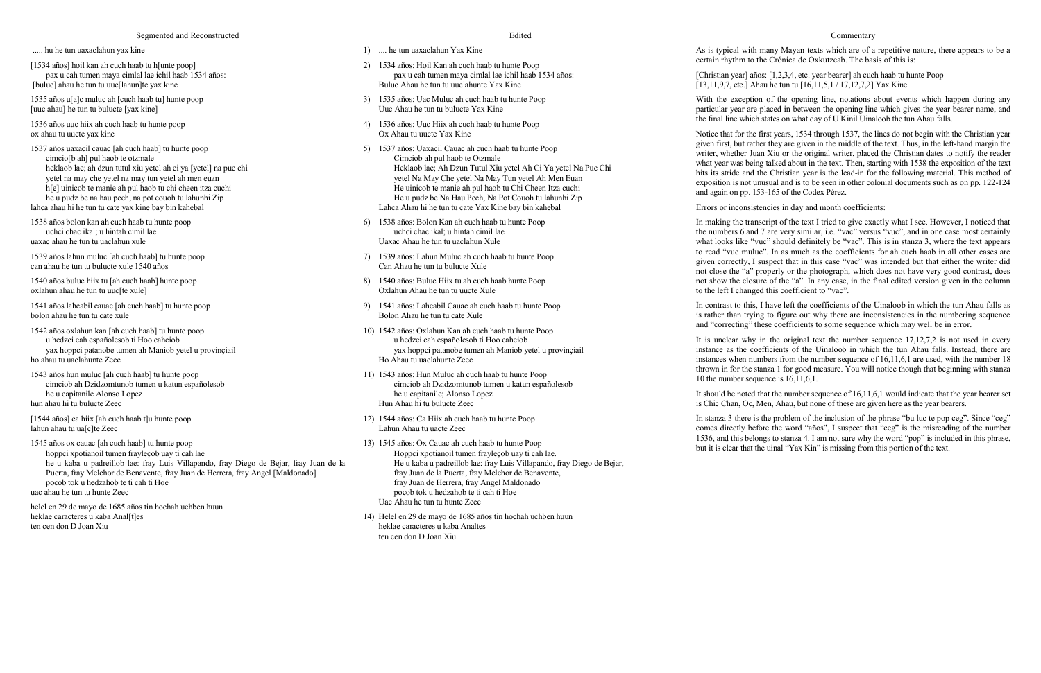## Segmented and Reconstructed

..... hu he tun uaxaclahun yax kine

[1534 años] hoil kan ah cuch haab tu h[unte poop]
pax u cah tumen maya cimlal lae ichil haab 1534 años:
[buluc] ahau he tun tu uuc[lahun]te yax kine

1535 años u[a]c muluc ah [cuch haab tu] hunte poop
[uuc ahau] he tun tu bulucte [yax kine]

1536 años uuc hiix ah cuch haab tu hunte poop
ox ahau tu uucte yax kine

1537 años uaxacil cauac [ah cuch haab] tu hunte poop
cimcio[b ah] pul haob te otzmale
heklaob lae; ah dzun tutul xiu yetel ah ci ya [yetel] na puc chi
yetel na may che yetel na may tun yetel ah men euan
h[e] uinicob te manie ah pul haob tu chi cheen itza cuchi
he u pudz be na hau pech, na pot couoh tu lahunhi Zip
lahca ahau hi he tun tu cate yax kine bay bin kahebal

1538 años bolon kan ah cuch haab tu hunte poop
uchci chac ikal; u hintah cimil lae
uaxac ahau he tun tu uaclahun xule

1539 años lahun muluc [ah cuch haab] tu hunte poop
can ahau he tun tu bulucte xule 1540 años

1540 años buluc hiix tu [ah cuch haab] hunte poop
oxlahun ahau he tun tu uuc[te xule]

1541 años lahcabil cauac [ah cuch haab] tu hunte poop
bolon ahau he tun tu cate xule

1542 años oxlahun kan [ah cuch haab] tu hunte poop
u hedzci cah españolesob ti Hoo cahciob
yax hoppci patanobe tumen ah Maniob yetel u provinçiail
ho ahau tu uaclahunte Zeec

1543 años hun muluc [ah cuch haab] tu hunte poop
cimcioob ah Dzidzomtunob tumen u katun españolesob
he u capitanile Alonso Lopez
hun ahau hi tu bulucte Zeec

[1544 años] ca hiix [ah cuch haab t]u hunte poop
lahun ahau tu ua[c]te Zeec

1545 años ox cauac [ah cuch haab] tu hunte poop
hoppci xpotianoil tumen frayleçob uay ti cah lae
he u kaba u padreillob lae: fray Luis Villapando, fray Diego de Bejar, fray Juan de la Puerta, fray Melchor de Benavente, fray Juan de Herrera, fray Angel [Maldonado]
pocob tok u hedzahob te ti cah ti Hoe
uac ahau he tun tu hunte Zeec

helel en 29 de mayo de 1685 años tin hochah uchben huun
heklae caracteres u kaba Anal[t]es
ten cen don D Joan Xiu

## Edited

1) .... he tun uaxaclahun Yax Kine

2) 1534 años: Hoil Kan ah cuch haab tu hunte Poop
pax u cah tumen maya cimlal lae ichil haab 1534 años:
Buluc Ahau he tun tu uuclahunte Yax Kine

3) 1535 años: Uac Muluc ah cuch haab tu hunte Poop
Uuc Ahau he tun tu bulucte Yax Kine

4) 1536 años: Uuc Hiix ah cuch haab tu hunte Poop
Ox Ahau tu uucte Yax Kine

5) 1537 años: Uaxacil Cauac ah cuch haab tu hunte Poop
Cimciob ah pul haob te Otzmale
Heklaob lae; Ah Dzun Tutul Xiu yetel Ah Ci Ya yetel Na Puc Chi
yetel Na May Che yetel Na May Tun yetel Ah Men Euan
He uinicob te manie ah pul haob tu Chi Cheen Itza cuchi
He u pudz be Na Hau Pech, Na Pot Couoh tu lahunhi Zip
Lahca Ahau hi he tun tu cate Yax Kine bay bin kahebal

6) 1538 años: Bolon Kan ah cuch haab tu hunte Poop
uchci chac ikal; u hintah cimil lae
Uaxac Ahau he tun tu uaclahun Xule

7) 1539 años: Lahun Muluc ah cuch haab tu hunte Poop
Can Ahau he tun tu bulucte Xule

8) 1540 años: Buluc Hiix tu ah cuch haab hunte Poop
Oxlahun Ahau he tun tu uucte Xule

9) 1541 años: Lahcabil Cauac ah cuch haab tu hunte Poop
Bolon Ahau he tun tu cate Xule

10) 1542 años: Oxlahun Kan ah cuch haab tu hunte Poop
u hedzci cah españolesob ti Hoo cahciob
yax hoppci patanobe tumen ah Maniob yetel u provinçiail
Ho Ahau tu uaclahunte Zeec

11) 1543 años: Hun Muluc ah cuch haab tu hunte Poop
cimcioob ah Dzidzomtunob tumen u katun españolesob
he u capitanile; Alonso Lopez
Hun Ahau hi tu bulucte Zeec

12) 1544 años: Ca Hiix ah cuch haab tu hunte Poop
Lahun Ahau tu uacte Zeec

13) 1545 años: Ox Cauac ah cuch haab tu hunte Poop
Hoppci xpotianoil tumen frayleçob uay ti cah lae.
He u kaba u padreillob lae: fray Luis Villapando, fray Diego de Bejar,
fray Juan de la Puerta, fray Melchor de Benavente,
fray Juan de Herrera, fray Angel Maldonado
pocob tok u hedzahob te ti cah ti Hoe
Uac Ahau he tun tu hunte Zeec

14) Helel en 29 de mayo de 1685 años tin hochah uchben huun
heklae caracteres u kaba Analtes
ten cen don D Joan Xiu

## Commentary

As is typical with many Mayan texts which are of a repetitive nature, there appears to be a certain rhythm to the Crónica de Oxkutzcab. The basis of this is:

[Christian year] años: [1,2,3,4, etc. year bearer] ah cuch haab tu hunte Poop
[13,11,9,7, etc.] Ahau he tun tu [16,11,5,1 / 17,12,7,2] Yax Kine

With the exception of the opening line, notations about events which happen during any particular year are placed in between the opening line which gives the year bearer name, and the final line which states on what day of U Kinil Uinaloob the tun Ahau falls.

Notice that for the first years, 1534 through 1537, the lines do not begin with the Christian year given first, but rather they are given in the middle of the text. Thus, in the left-hand margin the writer, whether Juan Xiu or the original writer, placed the Christian dates to notify the reader what year was being talked about in the text. Then, starting with 1538 the exposition of the text hits its stride and the Christian year is the lead-in for the following material. This method of exposition is not unusual and is to be seen in other colonial documents such as on pp. 122-124 and again on pp. 153-165 of the Codex Pérez.

Errors or inconsistencies in day and month coefficients:

In making the transcript of the text I tried to give exactly what I see. However, I noticed that the numbers 6 and 7 are very similar, i.e. "vac" versus "vuc", and in one case most certainly what looks like "vuc" should definitely be "vac". This is in stanza 3, where the text appears to read "vuc muluc". In as much as the coefficients for ah cuch haab in all other cases are given correctly, I suspect that in this case "vac" was intended but that either the writer did not close the "a" properly or the photograph, which does not have very good contrast, does not show the closure of the "a". In any case, in the final edited version given in the column to the left I changed this coefficient to "vac".

In contrast to this, I have left the coefficients of the Uinaloob in which the tun Ahau falls as is rather than trying to figure out why there are inconsistencies in the numbering sequence and "correcting" these coefficients to some sequence which may well be in error.

It is unclear why in the original text the number sequence 17,12,7,2 is not used in every instance as the coefficients of the Uinaloob in which the tun Ahau falls. Instead, there are instances when numbers from the number sequence of 16,11,6,1 are used, with the number 18 thrown in for the stanza 1 for good measure. You will notice though that beginning with stanza 10 the number sequence is 16,11,6,1.

It should be noted that the number sequence of 16,11,6,1 would indicate that the year bearer set is Chic Chan, Oc, Men, Ahau, but none of these are given here as the year bearers.

In stanza 3 there is the problem of the inclusion of the phrase "bu luc te pop ceg". Since "ceg" comes directly before the word "años", I suspect that "ceg" is the misreading of the number 1536, and this belongs to stanza 4. I am not sure why the word "pop" is included in this phrase, but it is clear that the uinal "Yax Kin" is missing from this portion of the text.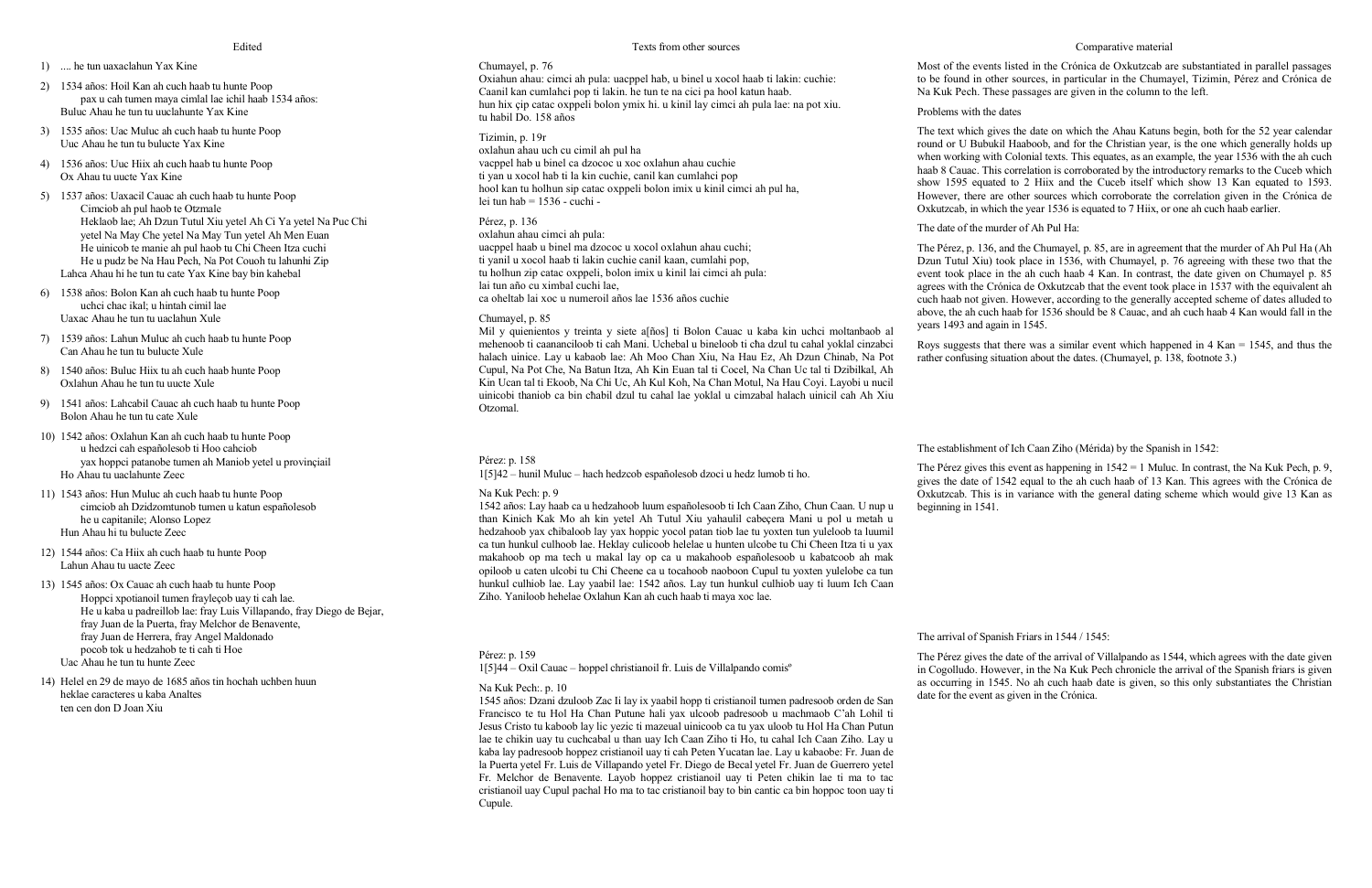## Edited

1) .... he tun uaxaclahun Yax Kine

2) 1534 años: Hoil Kan ah cuch haab tu hunte Poop
   pax u cah tumen maya cimlal lae ichil haab 1534 años:
   Buluc Ahau he tun tu uuclahunte Yax Kine

3) 1535 años: Uac Muluc ah cuch haab tu hunte Poop
   Uuc Ahau he tun tu bulucte Yax Kine

4) 1536 años: Uuc Hiix ah cuch haab tu hunte Poop
   Ox Ahau tu uucte Yax Kine

5) 1537 años: Uaxacil Cauac ah cuch haab tu hunte Poop
   Cimciob ah pul haob te Otzmale
   Heklaob lae; Ah Dzun Tutul Xiu yetel Ah Ci Ya yetel Na Puc Chi
   yetel Na May Che yetel Na May Tun yetel Ah Men Euan
   He uinicob te manie ah pul haob tu Chi Cheen Itza cuchi
   He u pudz be Na Hau Pech, Na Pot Couoh tu lahunhi Zip
   Lahca Ahau hi he tun tu cate Yax Kine bay bin kahebal

6) 1538 años: Bolon Kan ah cuch haab tu hunte Poop
   uchci chac ikal; u hintah cimil lae
   Uaxac Ahau he tun tu uaclahun Xule

7) 1539 años: Lahun Muluc ah cuch haab tu hunte Poop
   Can Ahau he tun tu bulucte Xule

8) 1540 años: Buluc Hiix tu ah cuch haab tu hunte Poop
   Oxlahun Ahau he tun tu uucte Xule

9) 1541 años: Lahcabil Cauac ah cuch haab tu hunte Poop
   Bolon Ahau he tun tu cate Xule

10) 1542 años: Oxlahun Kan ah cuch haab tu hunte Poop
    u hedzci cah españolesob ti Hoo cahciob
    yax hoppci patanobe tumen ah Maniob yetel u provinçiail
    Ho Ahau tu uaclahunte Zeec

11) 1543 años: Hun Muluc ah cuch haab tu hunte Poop
    cimciob ah Dzidzomtunob tumen u katun españolesob
    he u capitanile; Alonso Lopez
    Hun Ahau hi tu bulucte Zeec

12) 1544 años: Ca Hiix ah cuch haab tu hunte Poop
    Lahun Ahau tu uacte Zeec

13) 1545 años: Ox Cauac ah cuch haab tu hunte Poop
    Hoppci xpotianoil tumen frayleçob uay ti cah lae.
    He u kaba u padreillob lae: fray Luis Villapando, fray Diego de Bejar,
    fray Juan de la Puerta, fray Melchor de Benavente,
    fray Juan de Herrera, fray Angel Maldonado
    pocob tok u hedzahob te ti cah ti Hoe
    Uac Ahau he tun tu hunte Zeec

14) Helel en 29 de mayo de 1685 años tin hochah uchben huun
    heklae caracteres u kaba Analtes
    ten cen don D Joan Xiu

## Texts from other sources

Chumayel, p. 76
Oxiahun ahau: cimci ah pula: uacppel hab, u binel u xocol haab ti lakin: cuchie:
Caanil kan cumlahci pop ti lakin. he tun te na cici pa hool katun haab.
hun hix çip catac oxppeli bolon ymix hi. u kinil lay cimci ah pula lae: na pot xiu.
tu habil Do. 158 años

Tizimin, p. 19r
oxlahun ahau uch cu cimil ah pul ha
vacppel hab u binel ca dzocoe u xoc oxlahun ahau cuchie
ti yan u xocol hab ti la kin cuchie, canil kan cumlahci pop
hool kan tu holhun sip catac oxppeli bolon imix u kinil cimci ah pul ha,
lei tun hab = 1536 - cuchi -

Pérez, p. 136
oxlahun ahau cimci ah pula:
uacppel haab u binel ma dzococ u xocol oxlahun ahau cuchi;
ti yanil u xocol haab ti lakin cuchie canil kaan, cumlahi pop,
tu holhun zip catac oxppeli, bolon imix u kinil lai cimci ah pula:
lai tun año cu ximbal cuchi lae,
ca oheltab lai xoc u numeroil años lae 1536 años cuchie

Chumayel, p. 85
Mil y quienientos y treinta y siete a[ños] ti Bolon Cauac u kaba kin uchci moltanbaob al mehenoob ti caananciloob ti cah Mani. Uchebal u bineloob ti cha dzul tu cahal yoklal cinzabci halach uinice. Lay u kabaob lae: Ah Moo Chan Xiu, Na Hau Ez, Ah Dzun Chinab, Na Pot Cupul, Na Pot Che, Na Batun Itza, Ah Kin Euan tal ti Cocel, Na Chan Uc tal ti Dzibilkal, Ah Kin Ucan tal ti Ekoob, Na Chi Uc, Ah Kul Koh, Na Chan Motul, Na Hau Coyi. Layobi u nucil uinicobi thaniob ca bin chabil dzul tu cahal lae yoklal u cimzabal halach uinicil cah Ah Xiu Otzomal.

Pérez: p. 158
1[5]42 – hunil Muluc – hach hedzcob españolesob dzoci u hedz lumob ti ho.

Na Kuk Pech: p. 9
1542 años: Lay haab ca u hedzahoob luum españolesoob ti Ich Caan Ziho, Chun Caan. U nup u than Kinich Kak Mo ah kin yetel Ah Tutul Xiu yahaulil cabeçera Mani u pol u metah u hedzahoob yax chibaloob lay yax hoppic yocol patan tiob lae tu yoxten tun yuleloob ta luumil ca tun hunkul culhoob lae. Heklay culicoob helelae u hunten ulcoob tu Chi Cheen Itza ti u yax makahoob op ma tech u makal lay op ca u makahoob españolesoob u kabatcoob ah mak opiloob u caten ulcobi tu Chi Cheene ca u tocahoob naoboon Cupul tu yoxten yuleloob ca tun hunkul culhiob lae. Lay yaabil lae: 1542 años. Lay tun hunkul culhiob uay ti luum Ich Caan Ziho. Yaniloob hehelae Oxlahun Kan ah cuch haab ti maya xoc lae.

Pérez: p. 159
1[5]44 – Oxil Cauac – hoppel christianoil fr. Luis de Villalpando comisº

Na Kuk Pech:. p. 10
1545 años: Dzani dzuloob Zac Ii lay ix yaabil hopp ti cristianoil tumen padresoob orden de San Francisco te tu Hol Ha Chan Putune hali yax ulcoob padresoob u machmaob C'ah Lohil ti Jesus Cristo tu kaboob lay lic yezic ti mazeual uinicoob ca tu yax uloob tu Hol Ha Chan Putun lae te chikin uay tu cuchcabal u than uay Ich Caan Ziho ti Ho, tu cahal Ich Caan Ziho. Lay u kaba lay padresoob hoppez cristianoil uay ti cah Peten Yucatan lae. Lay u kabaobe: Fr. Juan de la Puerta yetel Fr. Luis de Villapando yetel Fr. Diego de Becal yetel Fr. Juan de Guerrero yetel Fr. Melchor de Benavente. Layob hoppez cristianoil uay ti Peten chikin lae ti ma to tac cristianoil uay Cupul pachal Ho ma to tac cristianoil bay to bin cantic ca bin hoppoc toon uay ti Cupule.

## Comparative material

Most of the events listed in the Crónica de Oxkutzcab are substantiated in parallel passages to be found in other sources, in particular in the Chumayel, Tizimin, Pérez and Crónica de Na Kuk Pech. These passages are given in the column to the left.

Problems with the dates

The text which gives the date on which the Ahau Katuns begin, both for the 52 year calendar round or U Bubukil Haaboob, and for the Christian year, is the one which generally holds up when working with Colonial texts. This equates, as an example, the year 1536 with the ah cuch haab 8 Cauac. This correlation is corroborated by the introductory remarks to the Cuceb which show 1595 equated to 2 Hiix and the Cuceb itself which show 13 Kan equated to 1593. However, there are other sources which corroborate the correlation given in the Crónica de Oxkutzcab, in which the year 1536 is equated to 7 Hiix, or one ah cuch haab earlier.

The date of the murder of Ah Pul Ha:

The Pérez, p. 136, and the Chumayel, p. 85, are in agreement that the murder of Ah Pul Ha (Ah Dzun Tutul Xiu) took place in 1536, with Chumayel, p. 76 agreeing with these two that the event took place in the ah cuch haab 4 Kan. In contrast, the date given on Chumayel p. 85 agrees with the Crónica de Oxkutzcab that the event took place in 1537 with the equivalent ah cuch haab not given. However, according to the generally accepted scheme of dates alluded to above, the ah cuch haab for 1536 should be 8 Cauac, and ah cuch haab 4 Kan would fall in the years 1493 and again in 1545.

Roys suggests that there was a similar event which happened in 4 Kan = 1545, and thus the rather confusing situation about the dates. (Chumayel, p. 138, footnote 3.)

The establishment of Ich Caan Ziho (Mérida) by the Spanish in 1542:

The Pérez gives this event as happening in 1542 = 1 Muluc. In contrast, the Na Kuk Pech, p. 9, gives the date of 1542 equal to the ah cuch haab of 13 Kan. This agrees with the Crónica de Oxkutzcab. This is in variance with the general dating scheme which would give 13 Kan as beginning in 1541.

The arrival of Spanish Friars in 1544 / 1545:

The Pérez gives the date of the arrival of Villalpando as 1544, which agrees with the date given in Cogolludo. However, in the Na Kuk Pech chronicle the arrival of the Spanish friars is given as occurring in 1545. No ah cuch haab date is given, so this only substantiates the Christian date for the event as given in the Crónica.